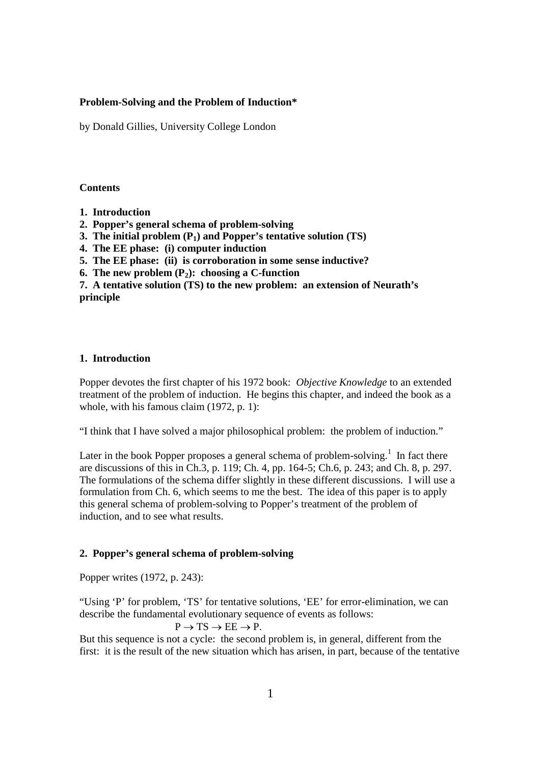**Problem-Solving and the Problem of Induction***

by Donald Gillies, University College London

**Contents**

**1. Introduction**
**2. Popper's general schema of problem-solving**
**3. The initial problem ($P_1$) and Popper's tentative solution (TS)**
**4. The EE phase: (i) computer induction**
**5. The EE phase: (ii) is corroboration in some sense inductive?**
**6. The new problem ($P_2$): choosing a C-function**
**7. A tentative solution (TS) to the new problem: an extension of Neurath's principle**

## 1. Introduction

Popper devotes the first chapter of his 1972 book: *Objective Knowledge* to an extended treatment of the problem of induction. He begins this chapter, and indeed the book as a whole, with his famous claim (1972, p. 1):

"I think that I have solved a major philosophical problem: the problem of induction."

Later in the book Popper proposes a general schema of problem-solving.[1] In fact there are discussions of this in Ch.3, p. 119; Ch. 4, pp. 164-5; Ch.6, p. 243; and Ch. 8, p. 297. The formulations of the schema differ slightly in these different discussions. I will use a formulation from Ch. 6, which seems to me the best. The idea of this paper is to apply this general schema of problem-solving to Popper's treatment of the problem of induction, and to see what results.

## 2. Popper's general schema of problem-solving

Popper writes (1972, p. 243):

"Using 'P' for problem, 'TS' for tentative solutions, 'EE' for error-elimination, we can describe the fundamental evolutionary sequence of events as follows:

$$P \rightarrow TS \rightarrow EE \rightarrow P.$$

But this sequence is not a cycle: the second problem is, in general, different from the first: it is the result of the new situation which has arisen, in part, because of the tentative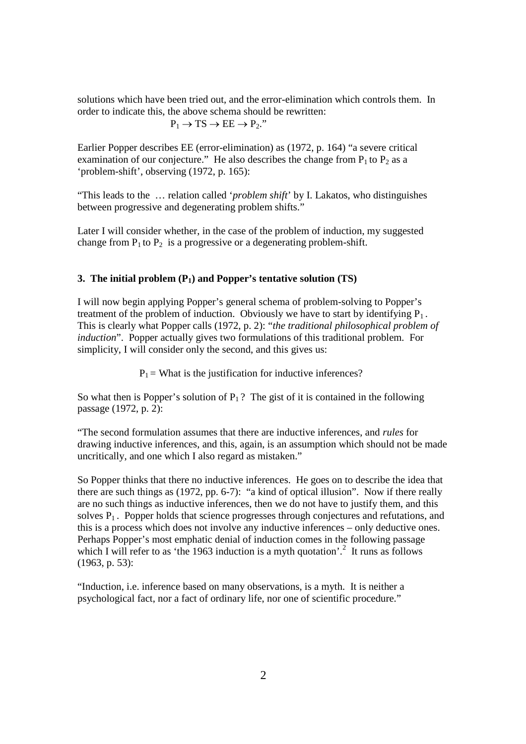solutions which have been tried out, and the error-elimination which controls them. In order to indicate this, the above schema should be rewritten:

$$P_1 \rightarrow TS \rightarrow EE \rightarrow P_2."$$

Earlier Popper describes EE (error-elimination) as (1972, p. 164) "a severe critical examination of our conjecture." He also describes the change from $P_1$ to $P_2$ as a 'problem-shift', observing (1972, p. 165):

"This leads to the … relation called '*problem shift*' by I. Lakatos, who distinguishes between progressive and degenerating problem shifts."

Later I will consider whether, in the case of the problem of induction, my suggested change from $P_1$ to $P_2$ is a progressive or a degenerating problem-shift.

### 3. The initial problem ($P_1$) and Popper's tentative solution (TS)

I will now begin applying Popper's general schema of problem-solving to Popper's treatment of the problem of induction. Obviously we have to start by identifying $P_1$. This is clearly what Popper calls (1972, p. 2): "*the traditional philosophical problem of induction*". Popper actually gives two formulations of this traditional problem. For simplicity, I will consider only the second, and this gives us:

$P_1$ = What is the justification for inductive inferences?

So what then is Popper's solution of $P_1$? The gist of it is contained in the following passage (1972, p. 2):

"The second formulation assumes that there are inductive inferences, and *rules* for drawing inductive inferences, and this, again, is an assumption which should not be made uncritically, and one which I also regard as mistaken."

So Popper thinks that there no inductive inferences. He goes on to describe the idea that there are such things as (1972, pp. 6-7): "a kind of optical illusion". Now if there really are no such things as inductive inferences, then we do not have to justify them, and this solves $P_1$. Popper holds that science progresses through conjectures and refutations, and this is a process which does not involve any inductive inferences – only deductive ones. Perhaps Popper's most emphatic denial of induction comes in the following passage which I will refer to as 'the 1963 induction is a myth quotation'.[2] It runs as follows (1963, p. 53):

"Induction, i.e. inference based on many observations, is a myth. It is neither a psychological fact, nor a fact of ordinary life, nor one of scientific procedure."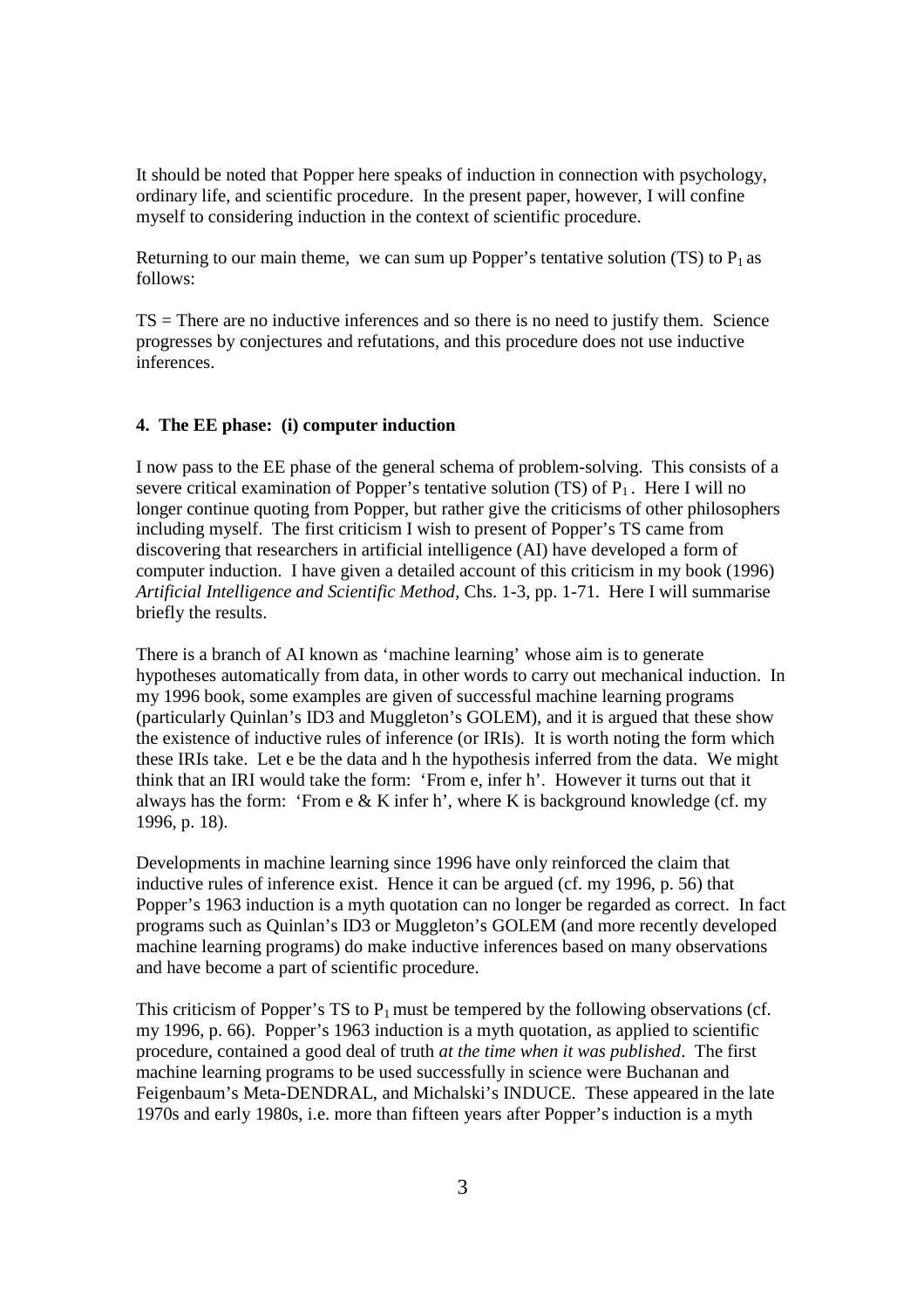It should be noted that Popper here speaks of induction in connection with psychology, ordinary life, and scientific procedure. In the present paper, however, I will confine myself to considering induction in the context of scientific procedure.

Returning to our main theme, we can sum up Popper's tentative solution (TS) to $P_1$ as follows:

TS = There are no inductive inferences and so there is no need to justify them. Science progresses by conjectures and refutations, and this procedure does not use inductive inferences.

#### 4. The EE phase: (i) computer induction

I now pass to the EE phase of the general schema of problem-solving. This consists of a severe critical examination of Popper's tentative solution (TS) of $P_1$. Here I will no longer continue quoting from Popper, but rather give the criticisms of other philosophers including myself. The first criticism I wish to present of Popper's TS came from discovering that researchers in artificial intelligence (AI) have developed a form of computer induction. I have given a detailed account of this criticism in my book (1996) *Artificial Intelligence and Scientific Method*, Chs. 1-3, pp. 1-71. Here I will summarise briefly the results.

There is a branch of AI known as 'machine learning' whose aim is to generate hypotheses automatically from data, in other words to carry out mechanical induction. In my 1996 book, some examples are given of successful machine learning programs (particularly Quinlan's ID3 and Muggleton's GOLEM), and it is argued that these show the existence of inductive rules of inference (or IRIs). It is worth noting the form which these IRIs take. Let e be the data and h the hypothesis inferred from the data. We might think that an IRI would take the form: 'From e, infer h'. However it turns out that it always has the form: 'From e & K infer h', where K is background knowledge (cf. my 1996, p. 18).

Developments in machine learning since 1996 have only reinforced the claim that inductive rules of inference exist. Hence it can be argued (cf. my 1996, p. 56) that Popper's 1963 induction is a myth quotation can no longer be regarded as correct. In fact programs such as Quinlan's ID3 or Muggleton's GOLEM (and more recently developed machine learning programs) do make inductive inferences based on many observations and have become a part of scientific procedure.

This criticism of Popper's TS to $P_1$ must be tempered by the following observations (cf. my 1996, p. 66). Popper's 1963 induction is a myth quotation, as applied to scientific procedure, contained a good deal of truth *at the time when it was published*. The first machine learning programs to be used successfully in science were Buchanan and Feigenbaum's Meta-DENDRAL, and Michalski's INDUCE. These appeared in the late 1970s and early 1980s, i.e. more than fifteen years after Popper's induction is a myth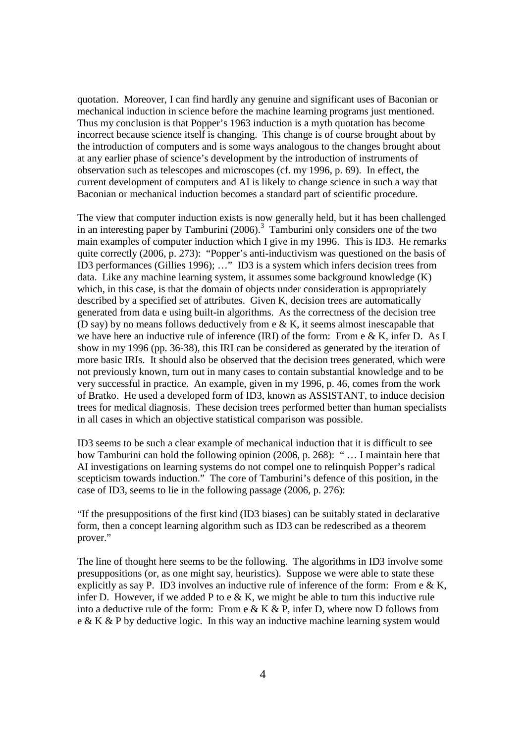quotation. Moreover, I can find hardly any genuine and significant uses of Baconian or mechanical induction in science before the machine learning programs just mentioned. Thus my conclusion is that Popper's 1963 induction is a myth quotation has become incorrect because science itself is changing. This change is of course brought about by the introduction of computers and is some ways analogous to the changes brought about at any earlier phase of science's development by the introduction of instruments of observation such as telescopes and microscopes (cf. my 1996, p. 69). In effect, the current development of computers and AI is likely to change science in such a way that Baconian or mechanical induction becomes a standard part of scientific procedure.

The view that computer induction exists is now generally held, but it has been challenged in an interesting paper by Tamburini (2006).[3] Tamburini only considers one of the two main examples of computer induction which I give in my 1996. This is ID3. He remarks quite correctly (2006, p. 273): "Popper's anti-inductivism was questioned on the basis of ID3 performances (Gillies 1996); …" ID3 is a system which infers decision trees from data. Like any machine learning system, it assumes some background knowledge (K) which, in this case, is that the domain of objects under consideration is appropriately described by a specified set of attributes. Given K, decision trees are automatically generated from data e using built-in algorithms. As the correctness of the decision tree (D say) by no means follows deductively from e & K, it seems almost inescapable that we have here an inductive rule of inference (IRI) of the form: From e & K, infer D. As I show in my 1996 (pp. 36-38), this IRI can be considered as generated by the iteration of more basic IRIs. It should also be observed that the decision trees generated, which were not previously known, turn out in many cases to contain substantial knowledge and to be very successful in practice. An example, given in my 1996, p. 46, comes from the work of Bratko. He used a developed form of ID3, known as ASSISTANT, to induce decision trees for medical diagnosis. These decision trees performed better than human specialists in all cases in which an objective statistical comparison was possible.

ID3 seems to be such a clear example of mechanical induction that it is difficult to see how Tamburini can hold the following opinion (2006, p. 268): " … I maintain here that AI investigations on learning systems do not compel one to relinquish Popper's radical scepticism towards induction." The core of Tamburini's defence of this position, in the case of ID3, seems to lie in the following passage (2006, p. 276):

"If the presuppositions of the first kind (ID3 biases) can be suitably stated in declarative form, then a concept learning algorithm such as ID3 can be redescribed as a theorem prover."

The line of thought here seems to be the following. The algorithms in ID3 involve some presuppositions (or, as one might say, heuristics). Suppose we were able to state these explicitly as say P. ID3 involves an inductive rule of inference of the form: From e & K, infer D. However, if we added P to e & K, we might be able to turn this inductive rule into a deductive rule of the form: From e & K & P, infer D, where now D follows from e & K & P by deductive logic. In this way an inductive machine learning system would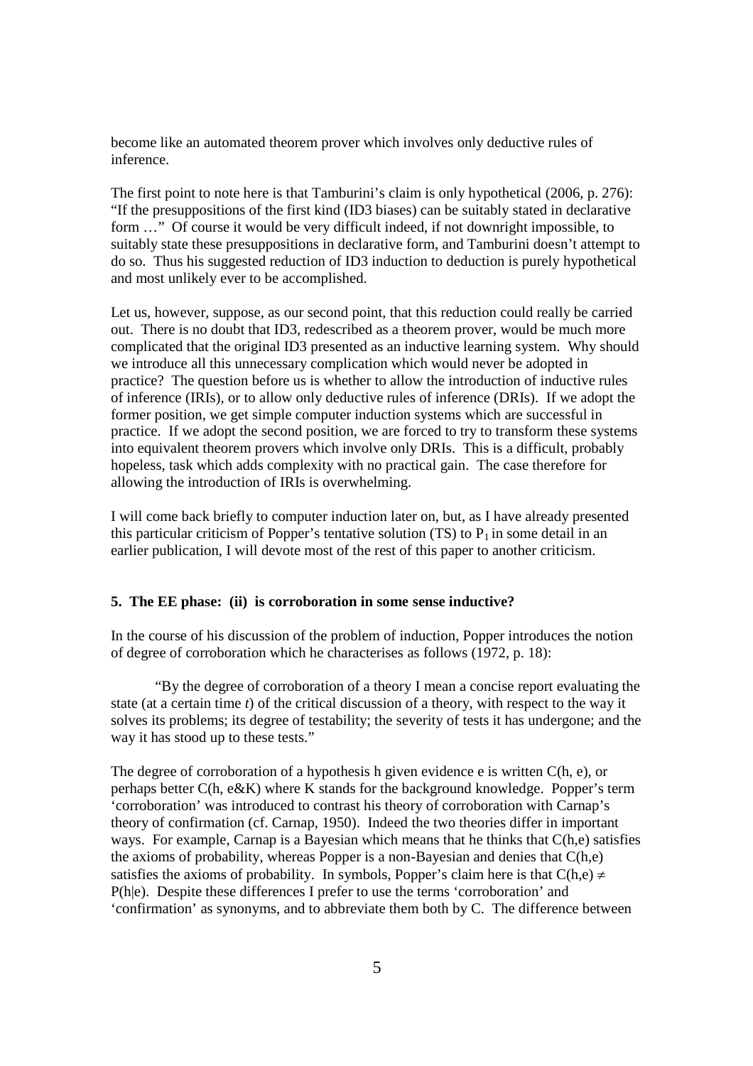become like an automated theorem prover which involves only deductive rules of inference.

The first point to note here is that Tamburini's claim is only hypothetical (2006, p. 276): "If the presuppositions of the first kind (ID3 biases) can be suitably stated in declarative form …" Of course it would be very difficult indeed, if not downright impossible, to suitably state these presuppositions in declarative form, and Tamburini doesn't attempt to do so. Thus his suggested reduction of ID3 induction to deduction is purely hypothetical and most unlikely ever to be accomplished.

Let us, however, suppose, as our second point, that this reduction could really be carried out. There is no doubt that ID3, redescribed as a theorem prover, would be much more complicated that the original ID3 presented as an inductive learning system. Why should we introduce all this unnecessary complication which would never be adopted in practice? The question before us is whether to allow the introduction of inductive rules of inference (IRIs), or to allow only deductive rules of inference (DRIs). If we adopt the former position, we get simple computer induction systems which are successful in practice. If we adopt the second position, we are forced to try to transform these systems into equivalent theorem provers which involve only DRIs. This is a difficult, probably hopeless, task which adds complexity with no practical gain. The case therefore for allowing the introduction of IRIs is overwhelming.

I will come back briefly to computer induction later on, but, as I have already presented this particular criticism of Popper's tentative solution (TS) to $P_1$ in some detail in an earlier publication, I will devote most of the rest of this paper to another criticism.

## 5. The EE phase: (ii) is corroboration in some sense inductive?

In the course of his discussion of the problem of induction, Popper introduces the notion of degree of corroboration which he characterises as follows (1972, p. 18):

> "By the degree of corroboration of a theory I mean a concise report evaluating the state (at a certain time *t*) of the critical discussion of a theory, with respect to the way it solves its problems; its degree of testability; the severity of tests it has undergone; and the way it has stood up to these tests."

The degree of corroboration of a hypothesis h given evidence e is written C(h, e), or perhaps better C(h, e&K) where K stands for the background knowledge. Popper's term 'corroboration' was introduced to contrast his theory of corroboration with Carnap's theory of confirmation (cf. Carnap, 1950). Indeed the two theories differ in important ways. For example, Carnap is a Bayesian which means that he thinks that C(h,e) satisfies the axioms of probability, whereas Popper is a non-Bayesian and denies that C(h,e) satisfies the axioms of probability. In symbols, Popper's claim here is that $C(h,e) \neq P(h|e)$. Despite these differences I prefer to use the terms 'corroboration' and 'confirmation' as synonyms, and to abbreviate them both by C. The difference between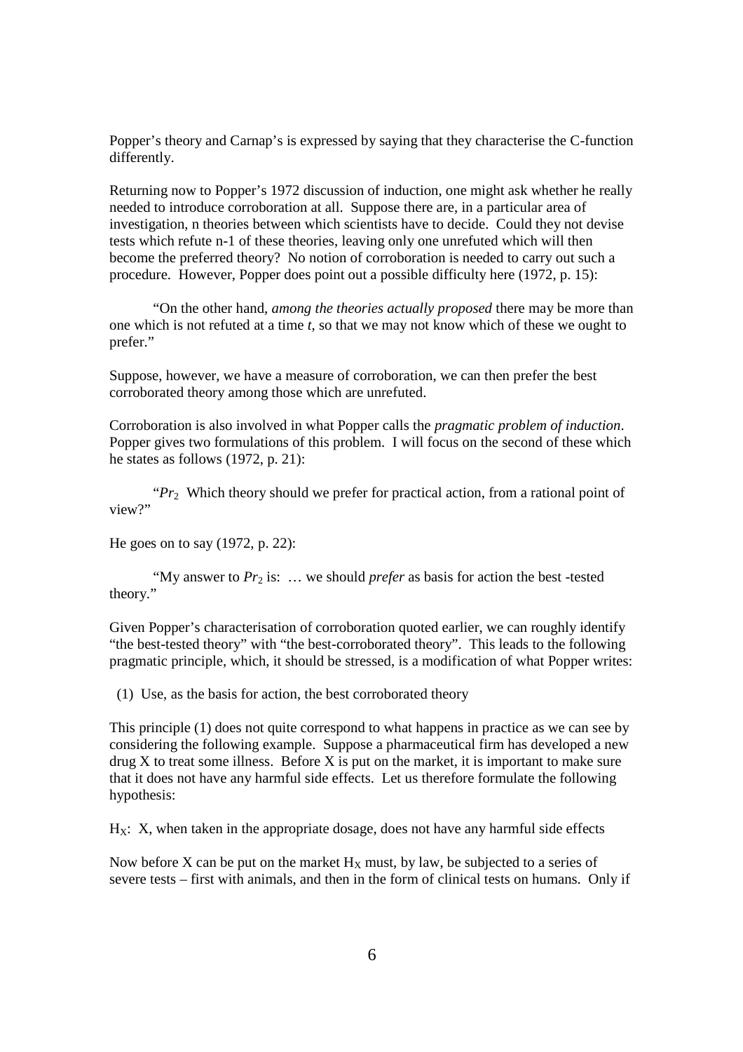Popper's theory and Carnap's is expressed by saying that they characterise the C-function differently.

Returning now to Popper's 1972 discussion of induction, one might ask whether he really needed to introduce corroboration at all. Suppose there are, in a particular area of investigation, n theories between which scientists have to decide. Could they not devise tests which refute n-1 of these theories, leaving only one unrefuted which will then become the preferred theory? No notion of corroboration is needed to carry out such a procedure. However, Popper does point out a possible difficulty here (1972, p. 15):

> "On the other hand, *among the theories actually proposed* there may be more than one which is not refuted at a time *t*, so that we may not know which of these we ought to prefer."

Suppose, however, we have a measure of corroboration, we can then prefer the best corroborated theory among those which are unrefuted.

Corroboration is also involved in what Popper calls the *pragmatic problem of induction*. Popper gives two formulations of this problem. I will focus on the second of these which he states as follows (1972, p. 21):

> "$Pr_2$ Which theory should we prefer for practical action, from a rational point of view?"

He goes on to say (1972, p. 22):

> "My answer to $Pr_2$ is: … we should *prefer* as basis for action the best -tested theory."

Given Popper's characterisation of corroboration quoted earlier, we can roughly identify "the best-tested theory" with "the best-corroborated theory". This leads to the following pragmatic principle, which, it should be stressed, is a modification of what Popper writes:

(1) Use, as the basis for action, the best corroborated theory

This principle (1) does not quite correspond to what happens in practice as we can see by considering the following example. Suppose a pharmaceutical firm has developed a new drug X to treat some illness. Before X is put on the market, it is important to make sure that it does not have any harmful side effects. Let us therefore formulate the following hypothesis:

$H_X$: X, when taken in the appropriate dosage, does not have any harmful side effects

Now before X can be put on the market $H_X$ must, by law, be subjected to a series of severe tests – first with animals, and then in the form of clinical tests on humans. Only if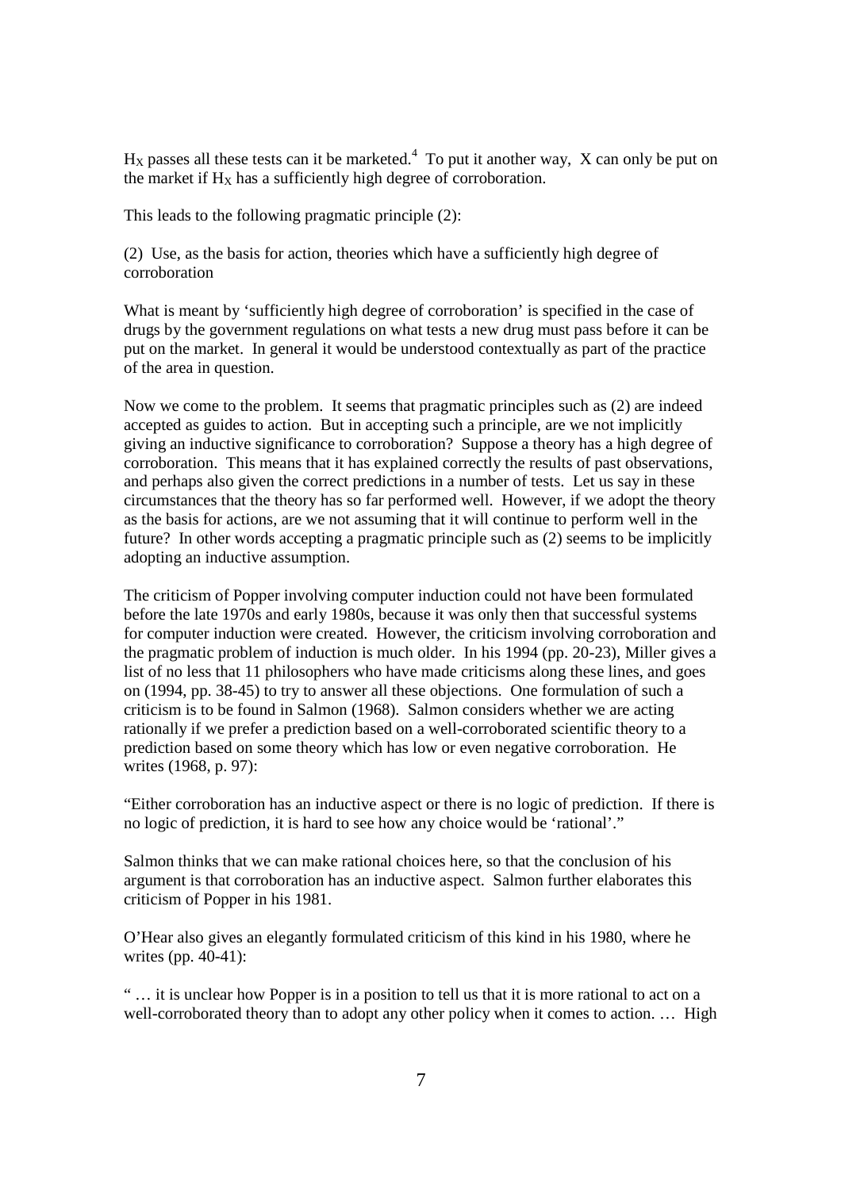$H_X$ passes all these tests can it be marketed.[4] To put it another way, X can only be put on the market if $H_X$ has a sufficiently high degree of corroboration.

This leads to the following pragmatic principle (2):

(2) Use, as the basis for action, theories which have a sufficiently high degree of corroboration

What is meant by 'sufficiently high degree of corroboration' is specified in the case of drugs by the government regulations on what tests a new drug must pass before it can be put on the market. In general it would be understood contextually as part of the practice of the area in question.

Now we come to the problem. It seems that pragmatic principles such as (2) are indeed accepted as guides to action. But in accepting such a principle, are we not implicitly giving an inductive significance to corroboration? Suppose a theory has a high degree of corroboration. This means that it has explained correctly the results of past observations, and perhaps also given the correct predictions in a number of tests. Let us say in these circumstances that the theory has so far performed well. However, if we adopt the theory as the basis for actions, are we not assuming that it will continue to perform well in the future? In other words accepting a pragmatic principle such as (2) seems to be implicitly adopting an inductive assumption.

The criticism of Popper involving computer induction could not have been formulated before the late 1970s and early 1980s, because it was only then that successful systems for computer induction were created. However, the criticism involving corroboration and the pragmatic problem of induction is much older. In his 1994 (pp. 20-23), Miller gives a list of no less that 11 philosophers who have made criticisms along these lines, and goes on (1994, pp. 38-45) to try to answer all these objections. One formulation of such a criticism is to be found in Salmon (1968). Salmon considers whether we are acting rationally if we prefer a prediction based on a well-corroborated scientific theory to a prediction based on some theory which has low or even negative corroboration. He writes (1968, p. 97):

"Either corroboration has an inductive aspect or there is no logic of prediction. If there is no logic of prediction, it is hard to see how any choice would be 'rational'."

Salmon thinks that we can make rational choices here, so that the conclusion of his argument is that corroboration has an inductive aspect. Salmon further elaborates this criticism of Popper in his 1981.

O'Hear also gives an elegantly formulated criticism of this kind in his 1980, where he writes (pp. 40-41):

" … it is unclear how Popper is in a position to tell us that it is more rational to act on a well-corroborated theory than to adopt any other policy when it comes to action. … High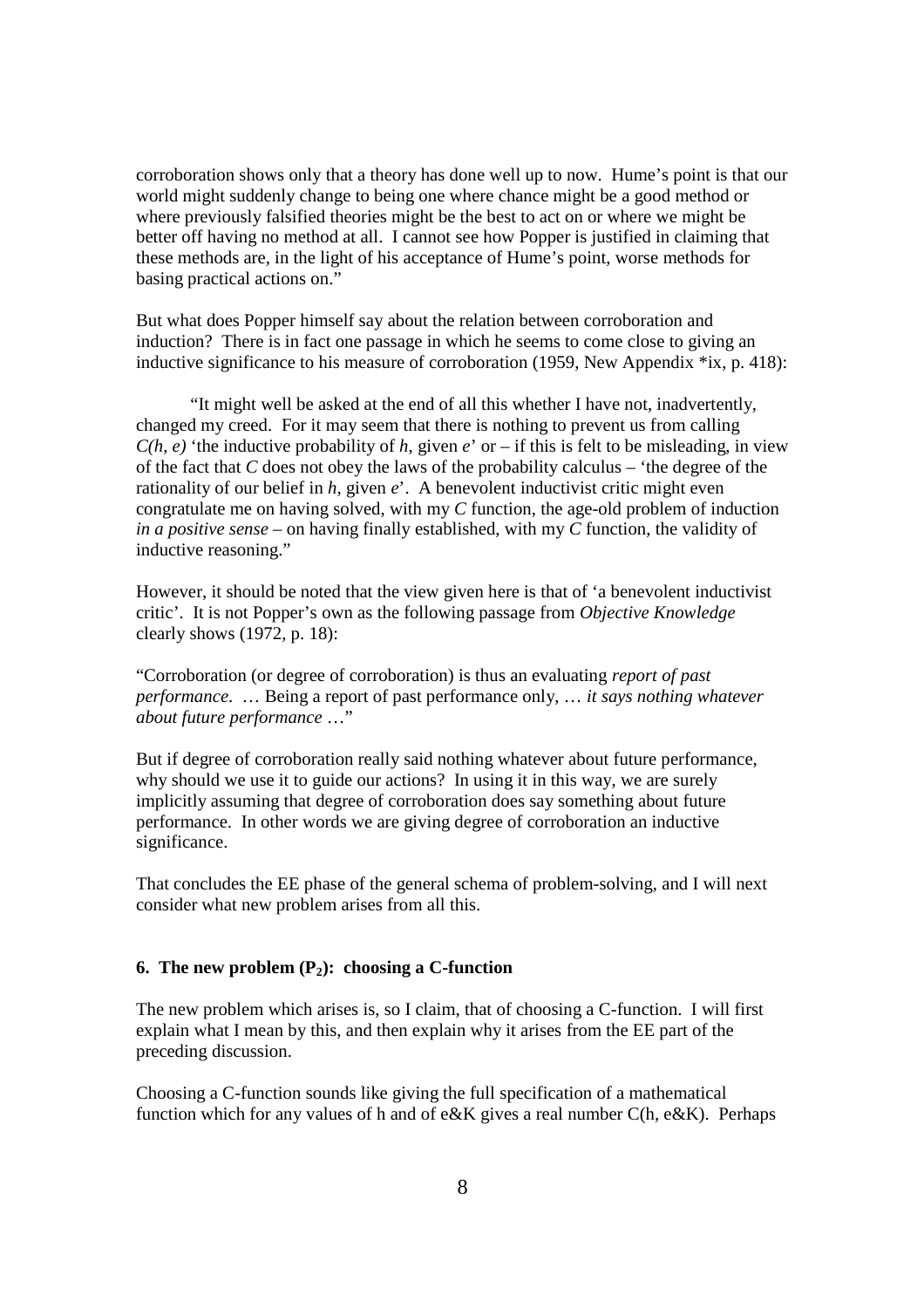corroboration shows only that a theory has done well up to now. Hume's point is that our world might suddenly change to being one where chance might be a good method or where previously falsified theories might be the best to act on or where we might be better off having no method at all. I cannot see how Popper is justified in claiming that these methods are, in the light of his acceptance of Hume's point, worse methods for basing practical actions on."

But what does Popper himself say about the relation between corroboration and induction? There is in fact one passage in which he seems to come close to giving an inductive significance to his measure of corroboration (1959, New Appendix *ix, p. 418):

> "It might well be asked at the end of all this whether I have not, inadvertently, changed my creed. For it may seem that there is nothing to prevent us from calling *C(h, e)* 'the inductive probability of *h*, given *e*' or – if this is felt to be misleading, in view of the fact that *C* does not obey the laws of the probability calculus – 'the degree of the rationality of our belief in *h*, given *e*'. A benevolent inductivist critic might even congratulate me on having solved, with my *C* function, the age-old problem of induction *in a positive sense* – on having finally established, with my *C* function, the validity of inductive reasoning."

However, it should be noted that the view given here is that of 'a benevolent inductivist critic'. It is not Popper's own as the following passage from *Objective Knowledge* clearly shows (1972, p. 18):

"Corroboration (or degree of corroboration) is thus an evaluating *report of past performance*. … Being a report of past performance only, … *it says nothing whatever about future performance* …"

But if degree of corroboration really said nothing whatever about future performance, why should we use it to guide our actions? In using it in this way, we are surely implicitly assuming that degree of corroboration does say something about future performance. In other words we are giving degree of corroboration an inductive significance.

That concludes the EE phase of the general schema of problem-solving, and I will next consider what new problem arises from all this.

## 6. The new problem ($P_2$): choosing a C-function

The new problem which arises is, so I claim, that of choosing a C-function. I will first explain what I mean by this, and then explain why it arises from the EE part of the preceding discussion.

Choosing a C-function sounds like giving the full specification of a mathematical function which for any values of h and of e&K gives a real number C(h, e&K). Perhaps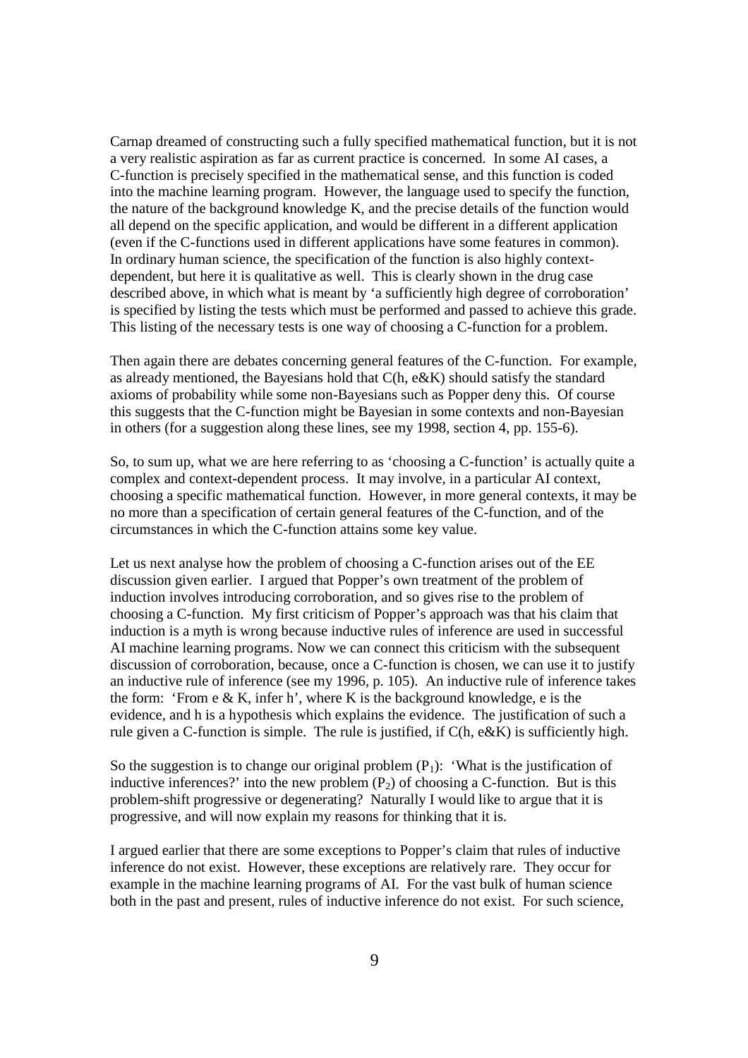Carnap dreamed of constructing such a fully specified mathematical function, but it is not a very realistic aspiration as far as current practice is concerned. In some AI cases, a C-function is precisely specified in the mathematical sense, and this function is coded into the machine learning program. However, the language used to specify the function, the nature of the background knowledge K, and the precise details of the function would all depend on the specific application, and would be different in a different application (even if the C-functions used in different applications have some features in common). In ordinary human science, the specification of the function is also highly context-dependent, but here it is qualitative as well. This is clearly shown in the drug case described above, in which what is meant by 'a sufficiently high degree of corroboration' is specified by listing the tests which must be performed and passed to achieve this grade. This listing of the necessary tests is one way of choosing a C-function for a problem.

Then again there are debates concerning general features of the C-function. For example, as already mentioned, the Bayesians hold that C(h, e&K) should satisfy the standard axioms of probability while some non-Bayesians such as Popper deny this. Of course this suggests that the C-function might be Bayesian in some contexts and non-Bayesian in others (for a suggestion along these lines, see my 1998, section 4, pp. 155-6).

So, to sum up, what we are here referring to as 'choosing a C-function' is actually quite a complex and context-dependent process. It may involve, in a particular AI context, choosing a specific mathematical function. However, in more general contexts, it may be no more than a specification of certain general features of the C-function, and of the circumstances in which the C-function attains some key value.

Let us next analyse how the problem of choosing a C-function arises out of the EE discussion given earlier. I argued that Popper's own treatment of the problem of induction involves introducing corroboration, and so gives rise to the problem of choosing a C-function. My first criticism of Popper's approach was that his claim that induction is a myth is wrong because inductive rules of inference are used in successful AI machine learning programs. Now we can connect this criticism with the subsequent discussion of corroboration, because, once a C-function is chosen, we can use it to justify an inductive rule of inference (see my 1996, p. 105). An inductive rule of inference takes the form: 'From e & K, infer h', where K is the background knowledge, e is the evidence, and h is a hypothesis which explains the evidence. The justification of such a rule given a C-function is simple. The rule is justified, if C(h, e&K) is sufficiently high.

So the suggestion is to change our original problem ($P_1$): 'What is the justification of inductive inferences?' into the new problem ($P_2$) of choosing a C-function. But is this problem-shift progressive or degenerating? Naturally I would like to argue that it is progressive, and will now explain my reasons for thinking that it is.

I argued earlier that there are some exceptions to Popper's claim that rules of inductive inference do not exist. However, these exceptions are relatively rare. They occur for example in the machine learning programs of AI. For the vast bulk of human science both in the past and present, rules of inductive inference do not exist. For such science,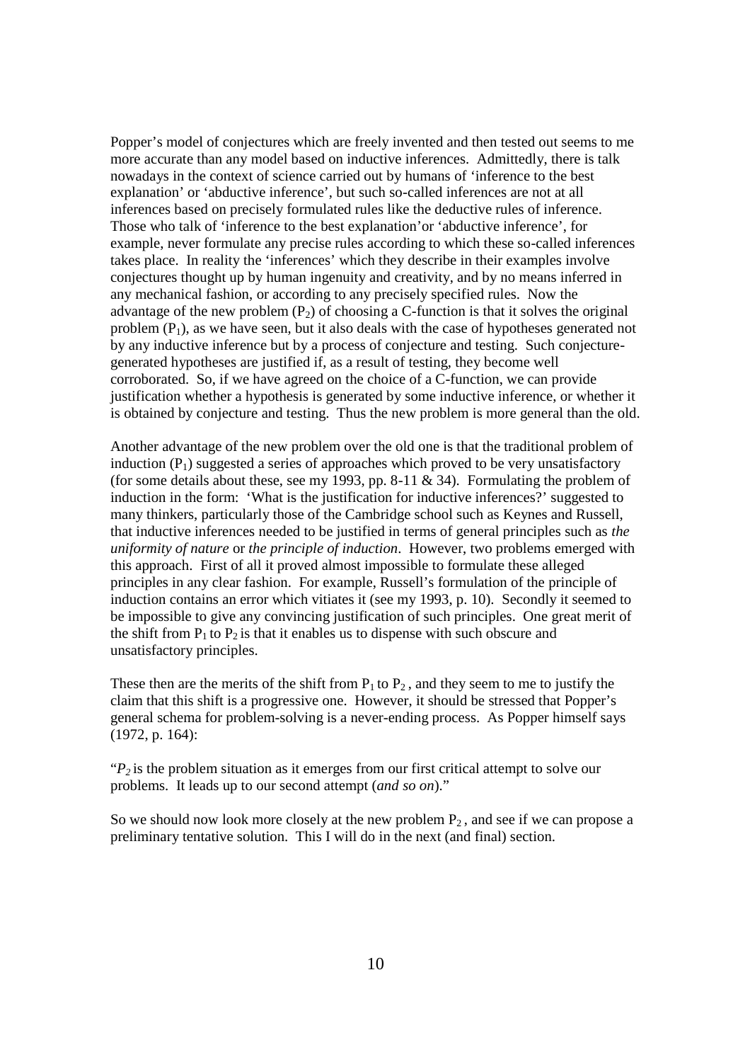Popper's model of conjectures which are freely invented and then tested out seems to me more accurate than any model based on inductive inferences. Admittedly, there is talk nowadays in the context of science carried out by humans of 'inference to the best explanation' or 'abductive inference', but such so-called inferences are not at all inferences based on precisely formulated rules like the deductive rules of inference. Those who talk of 'inference to the best explanation'or 'abductive inference', for example, never formulate any precise rules according to which these so-called inferences takes place. In reality the 'inferences' which they describe in their examples involve conjectures thought up by human ingenuity and creativity, and by no means inferred in any mechanical fashion, or according to any precisely specified rules. Now the advantage of the new problem ($P_2$) of choosing a C-function is that it solves the original problem ($P_1$), as we have seen, but it also deals with the case of hypotheses generated not by any inductive inference but by a process of conjecture and testing. Such conjecture-generated hypotheses are justified if, as a result of testing, they become well corroborated. So, if we have agreed on the choice of a C-function, we can provide justification whether a hypothesis is generated by some inductive inference, or whether it is obtained by conjecture and testing. Thus the new problem is more general than the old.

Another advantage of the new problem over the old one is that the traditional problem of induction ($P_1$) suggested a series of approaches which proved to be very unsatisfactory (for some details about these, see my 1993, pp. 8-11 & 34). Formulating the problem of induction in the form: 'What is the justification for inductive inferences?' suggested to many thinkers, particularly those of the Cambridge school such as Keynes and Russell, that inductive inferences needed to be justified in terms of general principles such as *the uniformity of nature* or *the principle of induction*. However, two problems emerged with this approach. First of all it proved almost impossible to formulate these alleged principles in any clear fashion. For example, Russell's formulation of the principle of induction contains an error which vitiates it (see my 1993, p. 10). Secondly it seemed to be impossible to give any convincing justification of such principles. One great merit of the shift from $P_1$ to $P_2$ is that it enables us to dispense with such obscure and unsatisfactory principles.

These then are the merits of the shift from $P_1$ to $P_2$, and they seem to me to justify the claim that this shift is a progressive one. However, it should be stressed that Popper's general schema for problem-solving is a never-ending process. As Popper himself says (1972, p. 164):

"$P_2$ is the problem situation as it emerges from our first critical attempt to solve our problems. It leads up to our second attempt (*and so on*)."

So we should now look more closely at the new problem $P_2$, and see if we can propose a preliminary tentative solution. This I will do in the next (and final) section.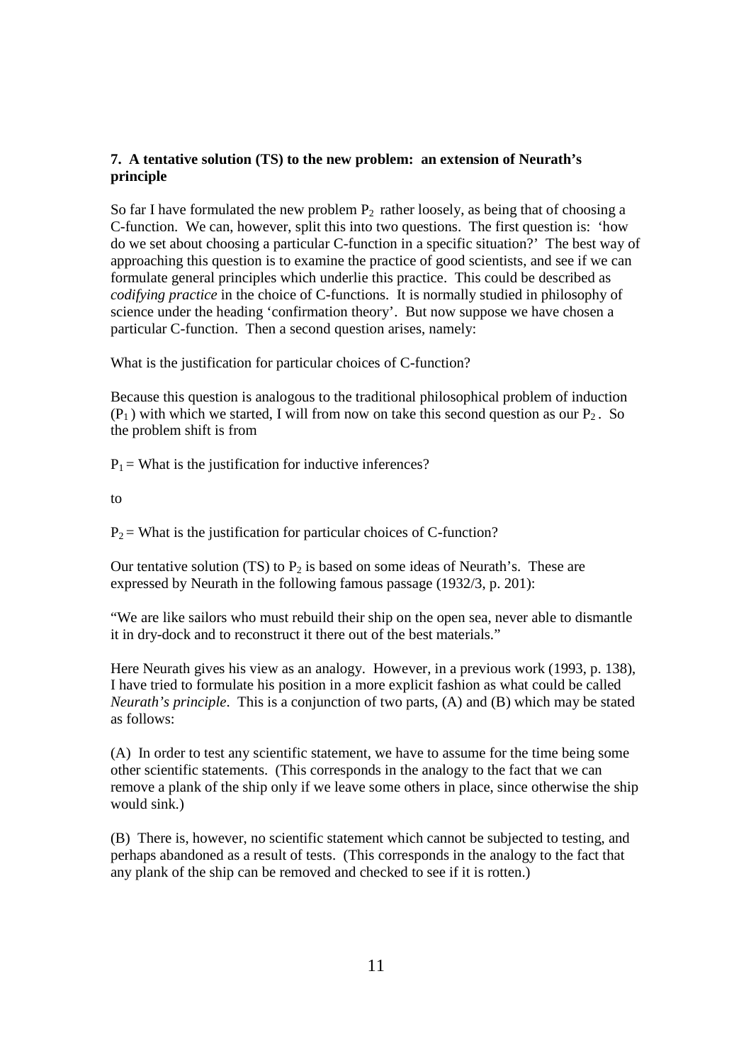### 7. A tentative solution (TS) to the new problem: an extension of Neurath's principle

So far I have formulated the new problem $P_2$ rather loosely, as being that of choosing a C-function. We can, however, split this into two questions. The first question is: 'how do we set about choosing a particular C-function in a specific situation?' The best way of approaching this question is to examine the practice of good scientists, and see if we can formulate general principles which underlie this practice. This could be described as *codifying practice* in the choice of C-functions. It is normally studied in philosophy of science under the heading 'confirmation theory'. But now suppose we have chosen a particular C-function. Then a second question arises, namely:

What is the justification for particular choices of C-function?

Because this question is analogous to the traditional philosophical problem of induction ($P_1$) with which we started, I will from now on take this second question as our $P_2$. So the problem shift is from

$P_1$ = What is the justification for inductive inferences?

to

$P_2$ = What is the justification for particular choices of C-function?

Our tentative solution (TS) to $P_2$ is based on some ideas of Neurath's. These are expressed by Neurath in the following famous passage (1932/3, p. 201):

"We are like sailors who must rebuild their ship on the open sea, never able to dismantle it in dry-dock and to reconstruct it there out of the best materials."

Here Neurath gives his view as an analogy. However, in a previous work (1993, p. 138), I have tried to formulate his position in a more explicit fashion as what could be called *Neurath's principle*. This is a conjunction of two parts, (A) and (B) which may be stated as follows:

(A) In order to test any scientific statement, we have to assume for the time being some other scientific statements. (This corresponds in the analogy to the fact that we can remove a plank of the ship only if we leave some others in place, since otherwise the ship would sink.)

(B) There is, however, no scientific statement which cannot be subjected to testing, and perhaps abandoned as a result of tests. (This corresponds in the analogy to the fact that any plank of the ship can be removed and checked to see if it is rotten.)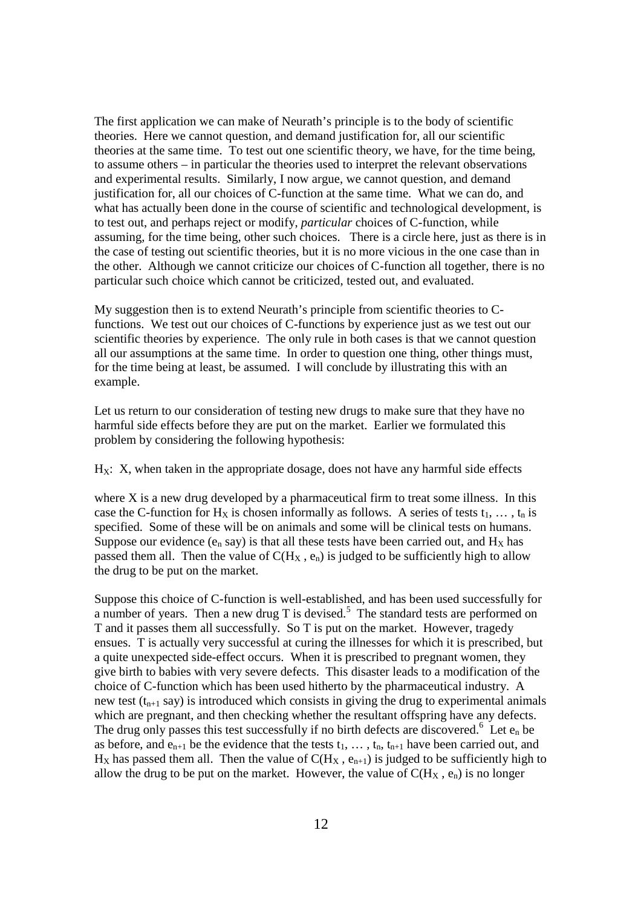The first application we can make of Neurath's principle is to the body of scientific theories. Here we cannot question, and demand justification for, all our scientific theories at the same time. To test out one scientific theory, we have, for the time being, to assume others – in particular the theories used to interpret the relevant observations and experimental results. Similarly, I now argue, we cannot question, and demand justification for, all our choices of C-function at the same time. What we can do, and what has actually been done in the course of scientific and technological development, is to test out, and perhaps reject or modify, *particular* choices of C-function, while assuming, for the time being, other such choices. There is a circle here, just as there is in the case of testing out scientific theories, but it is no more vicious in the one case than in the other. Although we cannot criticize our choices of C-function all together, there is no particular such choice which cannot be criticized, tested out, and evaluated.

My suggestion then is to extend Neurath's principle from scientific theories to C-functions. We test out our choices of C-functions by experience just as we test out our scientific theories by experience. The only rule in both cases is that we cannot question all our assumptions at the same time. In order to question one thing, other things must, for the time being at least, be assumed. I will conclude by illustrating this with an example.

Let us return to our consideration of testing new drugs to make sure that they have no harmful side effects before they are put on the market. Earlier we formulated this problem by considering the following hypothesis:

$H_X$: X, when taken in the appropriate dosage, does not have any harmful side effects

where X is a new drug developed by a pharmaceutical firm to treat some illness. In this case the C-function for $H_X$ is chosen informally as follows. A series of tests $t_1, \ldots, t_n$ is specified. Some of these will be on animals and some will be clinical tests on humans. Suppose our evidence ($e_n$ say) is that all these tests have been carried out, and $H_X$ has passed them all. Then the value of $C(H_X, e_n)$ is judged to be sufficiently high to allow the drug to be put on the market.

Suppose this choice of C-function is well-established, and has been used successfully for a number of years. Then a new drug T is devised.[5] The standard tests are performed on T and it passes them all successfully. So T is put on the market. However, tragedy ensues. T is actually very successful at curing the illnesses for which it is prescribed, but a quite unexpected side-effect occurs. When it is prescribed to pregnant women, they give birth to babies with very severe defects. This disaster leads to a modification of the choice of C-function which has been used hitherto by the pharmaceutical industry. A new test ($t_{n+1}$ say) is introduced which consists in giving the drug to experimental animals which are pregnant, and then checking whether the resultant offspring have any defects. The drug only passes this test successfully if no birth defects are discovered.[6] Let $e_n$ be as before, and $e_{n+1}$ be the evidence that the tests $t_1, \ldots, t_n, t_{n+1}$ have been carried out, and $H_X$ has passed them all. Then the value of $C(H_X, e_{n+1})$ is judged to be sufficiently high to allow the drug to be put on the market. However, the value of $C(H_X, e_n)$ is no longer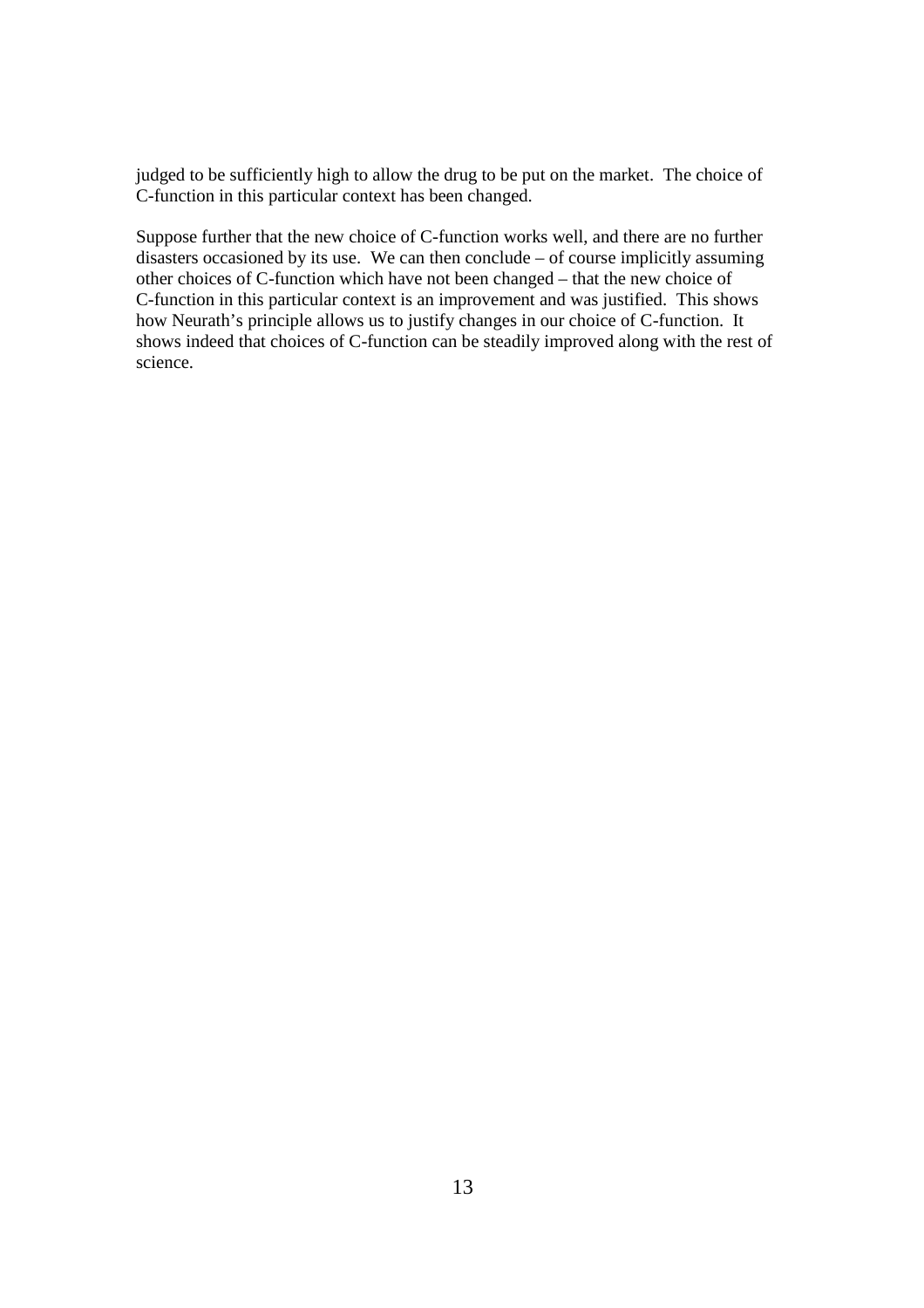judged to be sufficiently high to allow the drug to be put on the market. The choice of C-function in this particular context has been changed.

Suppose further that the new choice of C-function works well, and there are no further disasters occasioned by its use. We can then conclude – of course implicitly assuming other choices of C-function which have not been changed – that the new choice of C-function in this particular context is an improvement and was justified. This shows how Neurath's principle allows us to justify changes in our choice of C-function. It shows indeed that choices of C-function can be steadily improved along with the rest of science.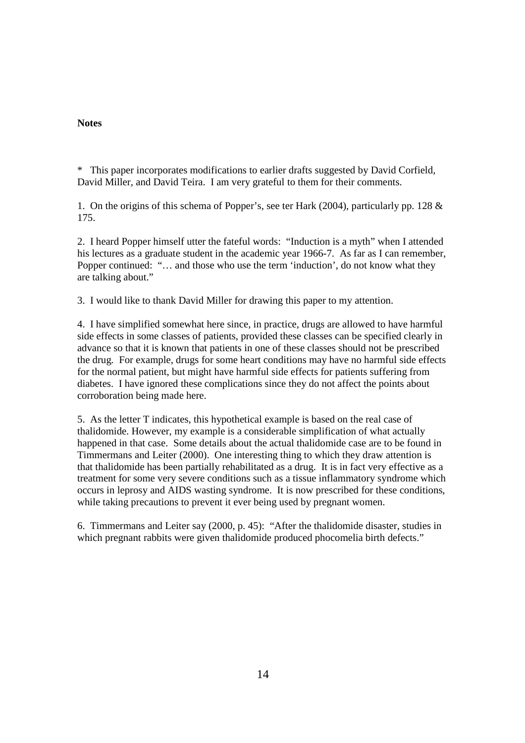**Notes**

* This paper incorporates modifications to earlier drafts suggested by David Corfield, David Miller, and David Teira. I am very grateful to them for their comments.

1. On the origins of this schema of Popper's, see ter Hark (2004), particularly pp. 128 & 175.

2. I heard Popper himself utter the fateful words: "Induction is a myth" when I attended his lectures as a graduate student in the academic year 1966-7. As far as I can remember, Popper continued: "… and those who use the term 'induction', do not know what they are talking about."

3. I would like to thank David Miller for drawing this paper to my attention.

4. I have simplified somewhat here since, in practice, drugs are allowed to have harmful side effects in some classes of patients, provided these classes can be specified clearly in advance so that it is known that patients in one of these classes should not be prescribed the drug. For example, drugs for some heart conditions may have no harmful side effects for the normal patient, but might have harmful side effects for patients suffering from diabetes. I have ignored these complications since they do not affect the points about corroboration being made here.

5. As the letter T indicates, this hypothetical example is based on the real case of thalidomide. However, my example is a considerable simplification of what actually happened in that case. Some details about the actual thalidomide case are to be found in Timmermans and Leiter (2000). One interesting thing to which they draw attention is that thalidomide has been partially rehabilitated as a drug. It is in fact very effective as a treatment for some very severe conditions such as a tissue inflammatory syndrome which occurs in leprosy and AIDS wasting syndrome. It is now prescribed for these conditions, while taking precautions to prevent it ever being used by pregnant women.

6. Timmermans and Leiter say (2000, p. 45): "After the thalidomide disaster, studies in which pregnant rabbits were given thalidomide produced phocomelia birth defects."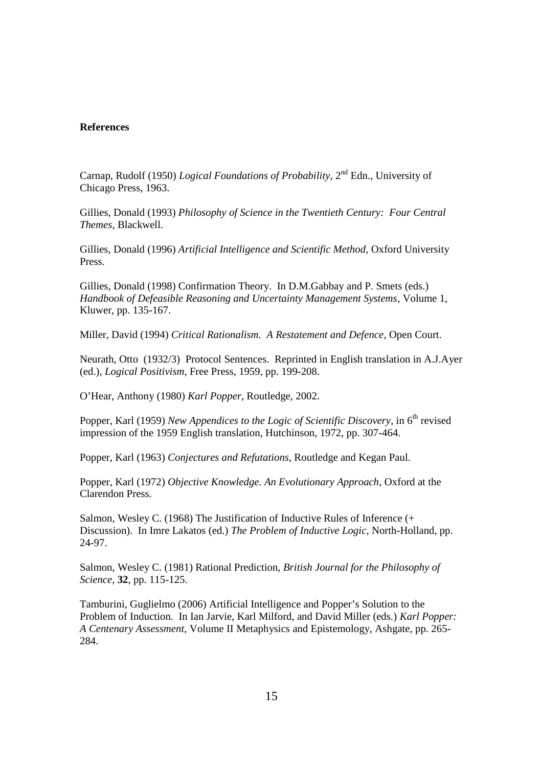**References**

Carnap, Rudolf (1950) *Logical Foundations of Probability*, 2nd Edn., University of Chicago Press, 1963.

Gillies, Donald (1993) *Philosophy of Science in the Twentieth Century: Four Central Themes*, Blackwell.

Gillies, Donald (1996) *Artificial Intelligence and Scientific Method*, Oxford University Press.

Gillies, Donald (1998) Confirmation Theory. In D.M.Gabbay and P. Smets (eds.) *Handbook of Defeasible Reasoning and Uncertainty Management Systems*, Volume 1, Kluwer, pp. 135-167.

Miller, David (1994) *Critical Rationalism. A Restatement and Defence*, Open Court.

Neurath, Otto (1932/3) Protocol Sentences. Reprinted in English translation in A.J.Ayer (ed.), *Logical Positivism*, Free Press, 1959, pp. 199-208.

O'Hear, Anthony (1980) *Karl Popper*, Routledge, 2002.

Popper, Karl (1959) *New Appendices to the Logic of Scientific Discovery*, in 6th revised impression of the 1959 English translation, Hutchinson, 1972, pp. 307-464.

Popper, Karl (1963) *Conjectures and Refutations*, Routledge and Kegan Paul.

Popper, Karl (1972) *Objective Knowledge. An Evolutionary Approach*, Oxford at the Clarendon Press.

Salmon, Wesley C. (1968) The Justification of Inductive Rules of Inference (+ Discussion). In Imre Lakatos (ed.) *The Problem of Inductive Logic*, North-Holland, pp. 24-97.

Salmon, Wesley C. (1981) Rational Prediction, *British Journal for the Philosophy of Science*, **32**, pp. 115-125.

Tamburini, Guglielmo (2006) Artificial Intelligence and Popper's Solution to the Problem of Induction. In Ian Jarvie, Karl Milford, and David Miller (eds.) *Karl Popper: A Centenary Assessment*, Volume II Metaphysics and Epistemology, Ashgate, pp. 265-284.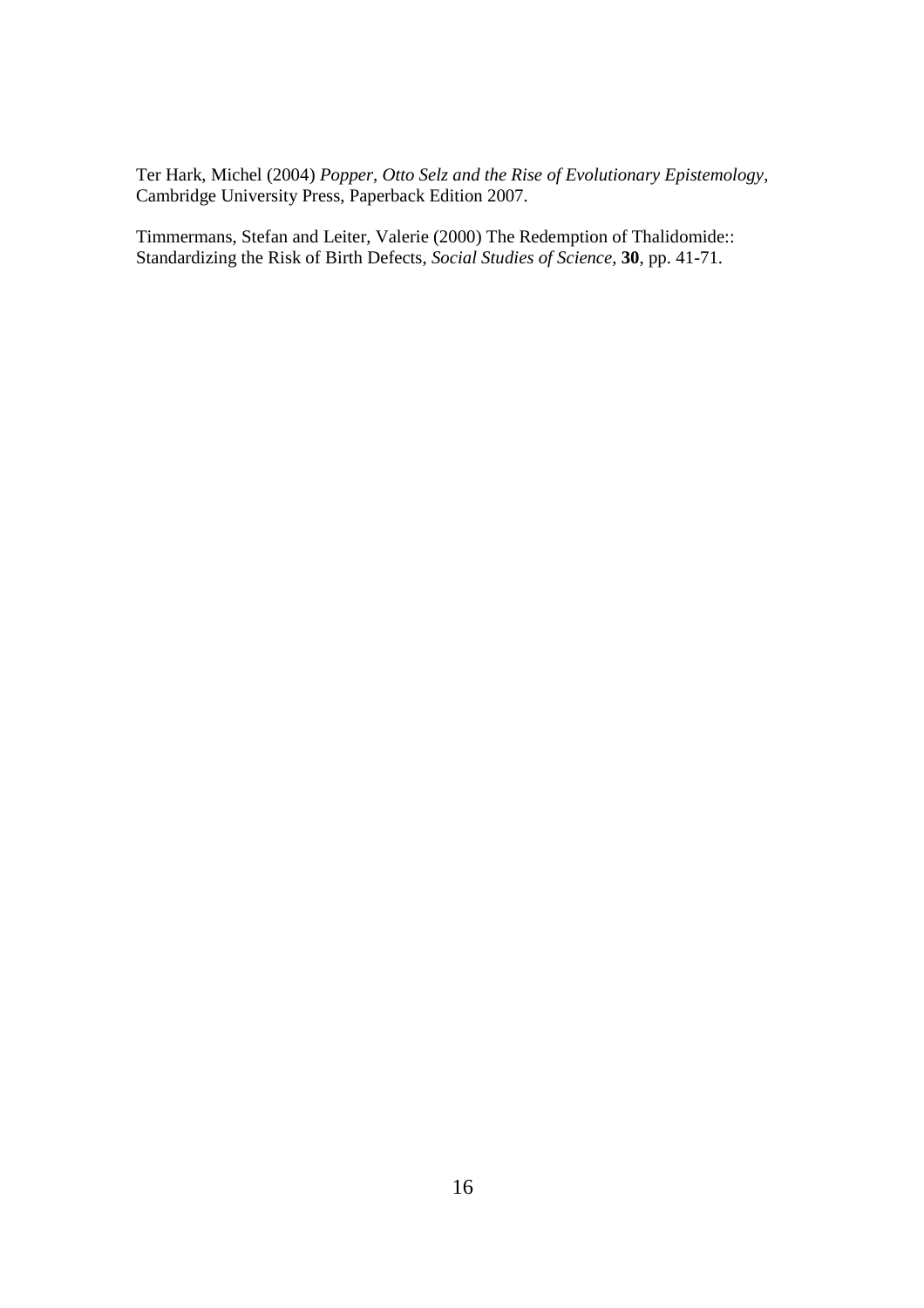Ter Hark, Michel (2004) *Popper, Otto Selz and the Rise of Evolutionary Epistemology*, Cambridge University Press, Paperback Edition 2007.

Timmermans, Stefan and Leiter, Valerie (2000) The Redemption of Thalidomide:: Standardizing the Risk of Birth Defects, *Social Studies of Science,* **30**, pp. 41-71.